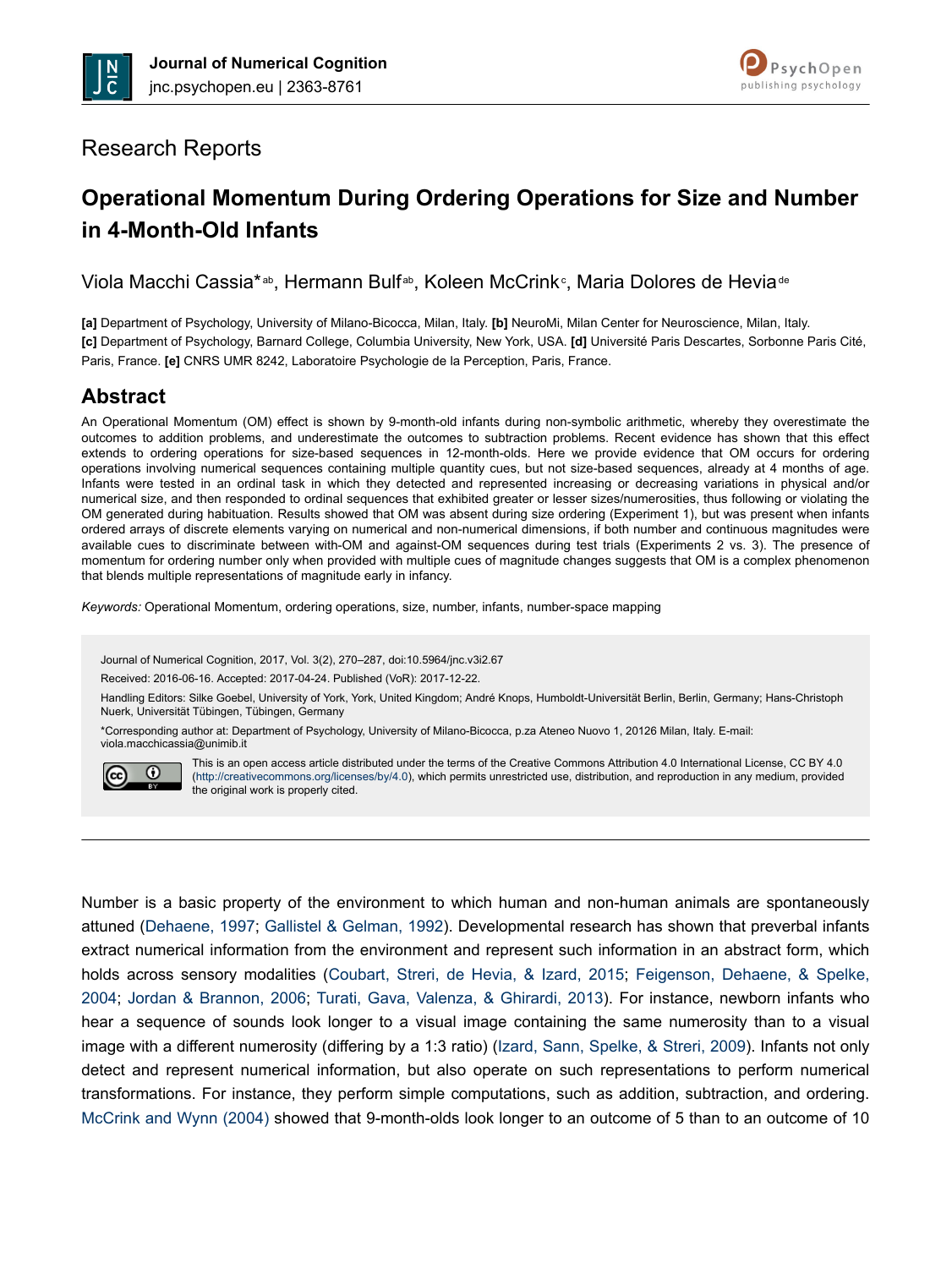# Research Reports

## Operational Momentum During Ordering Operations for Size and Number in 4-Month-Old Infants

Viola Macchi Cassia*[ab], Hermann Bulf[ab], Koleen McCrink[c], Maria Dolores de Hevia[de]

**[a]** Department of Psychology, University of Milano-Bicocca, Milan, Italy. **[b]** NeuroMi, Milan Center for Neuroscience, Milan, Italy. **[c]** Department of Psychology, Barnard College, Columbia University, New York, USA. **[d]** Université Paris Descartes, Sorbonne Paris Cité, Paris, France. **[e]** CNRS UMR 8242, Laboratoire Psychologie de la Perception, Paris, France.

## Abstract

An Operational Momentum (OM) effect is shown by 9-month-old infants during non-symbolic arithmetic, whereby they overestimate the outcomes to addition problems, and underestimate the outcomes to subtraction problems. Recent evidence has shown that this effect extends to ordering operations for size-based sequences in 12-month-olds. Here we provide evidence that OM occurs for ordering operations involving numerical sequences containing multiple quantity cues, but not size-based sequences, already at 4 months of age. Infants were tested in an ordinal task in which they detected and represented increasing or decreasing variations in physical and/or numerical size, and then responded to ordinal sequences that exhibited greater or lesser sizes/numerosities, thus following or violating the OM generated during habituation. Results showed that OM was absent during size ordering (Experiment 1), but was present when infants ordered arrays of discrete elements varying on numerical and non-numerical dimensions, if both number and continuous magnitudes were available cues to discriminate between with-OM and against-OM sequences during test trials (Experiments 2 vs. 3). The presence of momentum for ordering number only when provided with multiple cues of magnitude changes suggests that OM is a complex phenomenon that blends multiple representations of magnitude early in infancy.

*Keywords:* Operational Momentum, ordering operations, size, number, infants, number-space mapping

Journal of Numerical Cognition, 2017, Vol. 3(2), 270–287, doi:10.5964/jnc.v3i2.67

Received: 2016-06-16. Accepted: 2017-04-24. Published (VoR): 2017-12-22.

Handling Editors: Silke Goebel, University of York, York, United Kingdom; André Knops, Humboldt-Universität Berlin, Berlin, Germany; Hans-Christoph Nuerk, Universität Tübingen, Tübingen, Germany

*Corresponding author at: Department of Psychology, University of Milano-Bicocca, p.za Ateneo Nuovo 1, 20126 Milan, Italy. E-mail: viola.macchicassia@unimib.it

This is an open access article distributed under the terms of the Creative Commons Attribution 4.0 International License, CC BY 4.0 (http://creativecommons.org/licenses/by/4.0), which permits unrestricted use, distribution, and reproduction in any medium, provided the original work is properly cited.

---

Number is a basic property of the environment to which human and non-human animals are spontaneously attuned (Dehaene, 1997; Gallistel & Gelman, 1992). Developmental research has shown that preverbal infants extract numerical information from the environment and represent such information in an abstract form, which holds across sensory modalities (Coubart, Streri, de Hevia, & Izard, 2015; Feigenson, Dehaene, & Spelke, 2004; Jordan & Brannon, 2006; Turati, Gava, Valenza, & Ghirardi, 2013). For instance, newborn infants who hear a sequence of sounds look longer to a visual image containing the same numerosity than to a visual image with a different numerosity (differing by a 1:3 ratio) (Izard, Sann, Spelke, & Streri, 2009). Infants not only detect and represent numerical information, but also operate on such representations to perform numerical transformations. For instance, they perform simple computations, such as addition, subtraction, and ordering. McCrink and Wynn (2004) showed that 9-month-olds look longer to an outcome of 5 than to an outcome of 10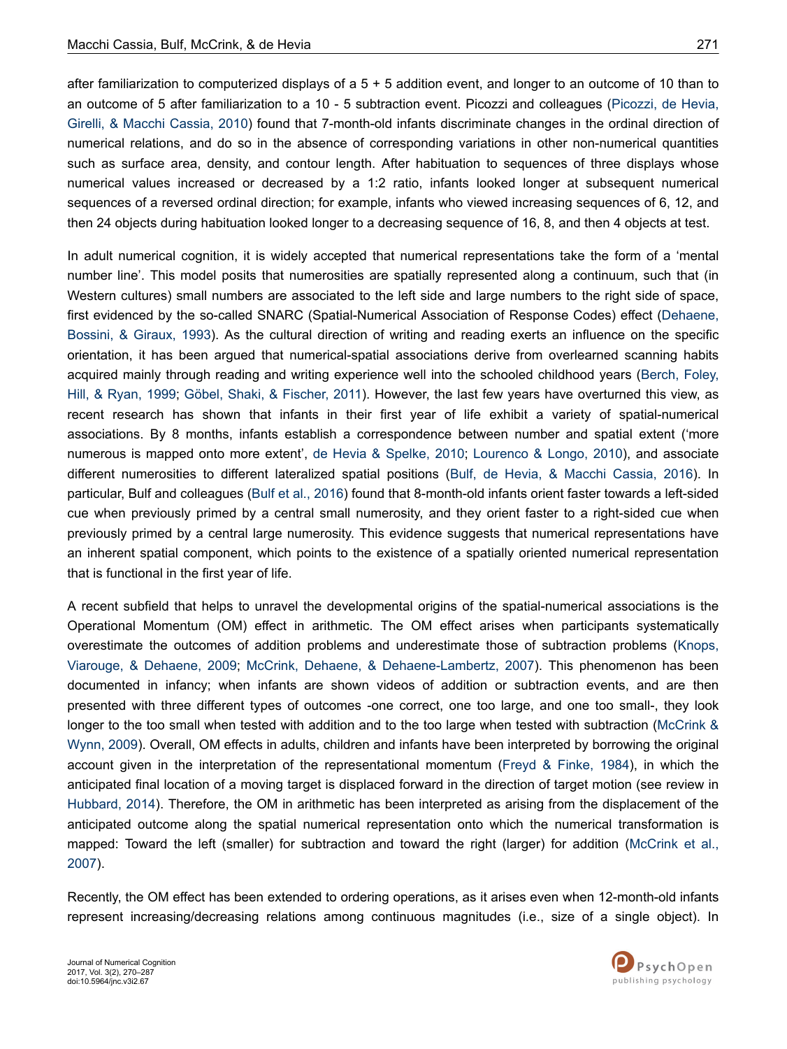after familiarization to computerized displays of a 5 + 5 addition event, and longer to an outcome of 10 than to an outcome of 5 after familiarization to a 10 - 5 subtraction event. Picozzi and colleagues (Picozzi, de Hevia, Girelli, & Macchi Cassia, 2010) found that 7-month-old infants discriminate changes in the ordinal direction of numerical relations, and do so in the absence of corresponding variations in other non-numerical quantities such as surface area, density, and contour length. After habituation to sequences of three displays whose numerical values increased or decreased by a 1:2 ratio, infants looked longer at subsequent numerical sequences of a reversed ordinal direction; for example, infants who viewed increasing sequences of 6, 12, and then 24 objects during habituation looked longer to a decreasing sequence of 16, 8, and then 4 objects at test.

In adult numerical cognition, it is widely accepted that numerical representations take the form of a 'mental number line'. This model posits that numerosities are spatially represented along a continuum, such that (in Western cultures) small numbers are associated to the left side and large numbers to the right side of space, first evidenced by the so-called SNARC (Spatial-Numerical Association of Response Codes) effect (Dehaene, Bossini, & Giraux, 1993). As the cultural direction of writing and reading exerts an influence on the specific orientation, it has been argued that numerical-spatial associations derive from overlearned scanning habits acquired mainly through reading and writing experience well into the schooled childhood years (Berch, Foley, Hill, & Ryan, 1999; Göbel, Shaki, & Fischer, 2011). However, the last few years have overturned this view, as recent research has shown that infants in their first year of life exhibit a variety of spatial-numerical associations. By 8 months, infants establish a correspondence between number and spatial extent ('more numerous is mapped onto more extent', de Hevia & Spelke, 2010; Lourenco & Longo, 2010), and associate different numerosities to different lateralized spatial positions (Bulf, de Hevia, & Macchi Cassia, 2016). In particular, Bulf and colleagues (Bulf et al., 2016) found that 8-month-old infants orient faster towards a left-sided cue when previously primed by a central small numerosity, and they orient faster to a right-sided cue when previously primed by a central large numerosity. This evidence suggests that numerical representations have an inherent spatial component, which points to the existence of a spatially oriented numerical representation that is functional in the first year of life.

A recent subfield that helps to unravel the developmental origins of the spatial-numerical associations is the Operational Momentum (OM) effect in arithmetic. The OM effect arises when participants systematically overestimate the outcomes of addition problems and underestimate those of subtraction problems (Knops, Viarouge, & Dehaene, 2009; McCrink, Dehaene, & Dehaene-Lambertz, 2007). This phenomenon has been documented in infancy; when infants are shown videos of addition or subtraction events, and are then presented with three different types of outcomes -one correct, one too large, and one too small-, they look longer to the too small when tested with addition and to the too large when tested with subtraction (McCrink & Wynn, 2009). Overall, OM effects in adults, children and infants have been interpreted by borrowing the original account given in the interpretation of the representational momentum (Freyd & Finke, 1984), in which the anticipated final location of a moving target is displaced forward in the direction of target motion (see review in Hubbard, 2014). Therefore, the OM in arithmetic has been interpreted as arising from the displacement of the anticipated outcome along the spatial numerical representation onto which the numerical transformation is mapped: Toward the left (smaller) for subtraction and toward the right (larger) for addition (McCrink et al., 2007).

Recently, the OM effect has been extended to ordering operations, as it arises even when 12-month-old infants represent increasing/decreasing relations among continuous magnitudes (i.e., size of a single object). In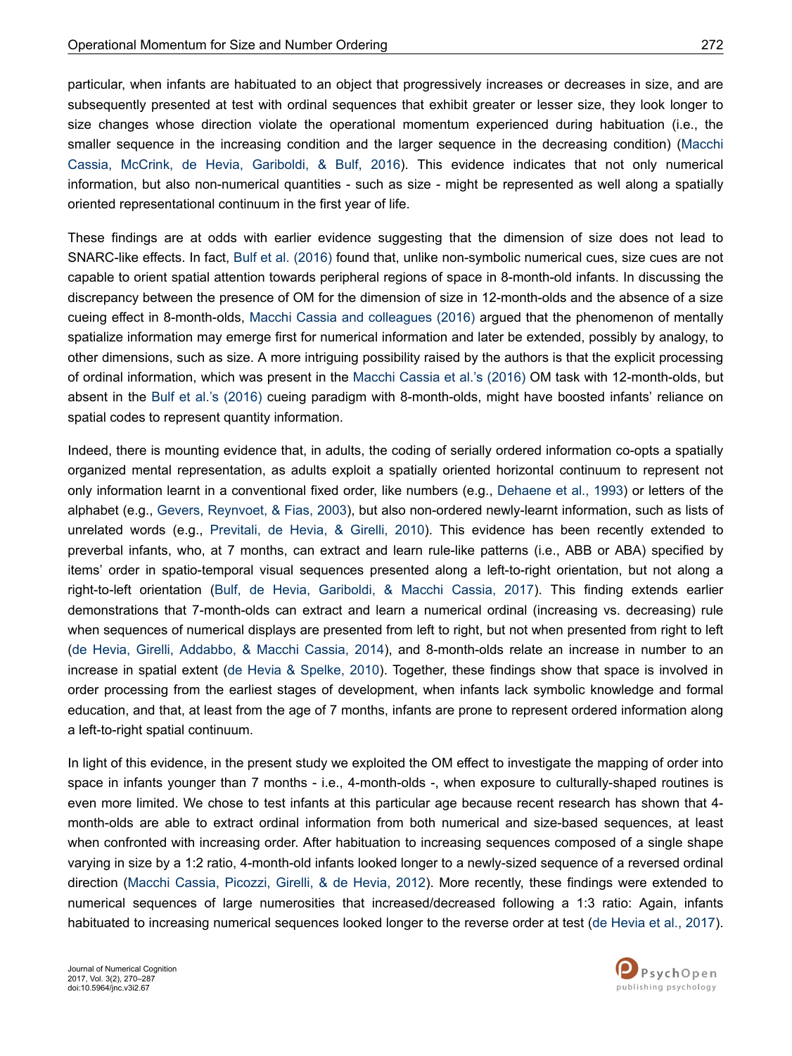particular, when infants are habituated to an object that progressively increases or decreases in size, and are subsequently presented at test with ordinal sequences that exhibit greater or lesser size, they look longer to size changes whose direction violate the operational momentum experienced during habituation (i.e., the smaller sequence in the increasing condition and the larger sequence in the decreasing condition) (Macchi Cassia, McCrink, de Hevia, Gariboldi, & Bulf, 2016). This evidence indicates that not only numerical information, but also non-numerical quantities - such as size - might be represented as well along a spatially oriented representational continuum in the first year of life.

These findings are at odds with earlier evidence suggesting that the dimension of size does not lead to SNARC-like effects. In fact, Bulf et al. (2016) found that, unlike non-symbolic numerical cues, size cues are not capable to orient spatial attention towards peripheral regions of space in 8-month-old infants. In discussing the discrepancy between the presence of OM for the dimension of size in 12-month-olds and the absence of a size cueing effect in 8-month-olds, Macchi Cassia and colleagues (2016) argued that the phenomenon of mentally spatialize information may emerge first for numerical information and later be extended, possibly by analogy, to other dimensions, such as size. A more intriguing possibility raised by the authors is that the explicit processing of ordinal information, which was present in the Macchi Cassia et al.'s (2016) OM task with 12-month-olds, but absent in the Bulf et al.'s (2016) cueing paradigm with 8-month-olds, might have boosted infants' reliance on spatial codes to represent quantity information.

Indeed, there is mounting evidence that, in adults, the coding of serially ordered information co-opts a spatially organized mental representation, as adults exploit a spatially oriented horizontal continuum to represent not only information learnt in a conventional fixed order, like numbers (e.g., Dehaene et al., 1993) or letters of the alphabet (e.g., Gevers, Reynvoet, & Fias, 2003), but also non-ordered newly-learnt information, such as lists of unrelated words (e.g., Previtali, de Hevia, & Girelli, 2010). This evidence has been recently extended to preverbal infants, who, at 7 months, can extract and learn rule-like patterns (i.e., ABB or ABA) specified by items' order in spatio-temporal visual sequences presented along a left-to-right orientation, but not along a right-to-left orientation (Bulf, de Hevia, Gariboldi, & Macchi Cassia, 2017). This finding extends earlier demonstrations that 7-month-olds can extract and learn a numerical ordinal (increasing vs. decreasing) rule when sequences of numerical displays are presented from left to right, but not when presented from right to left (de Hevia, Girelli, Addabbo, & Macchi Cassia, 2014), and 8-month-olds relate an increase in number to an increase in spatial extent (de Hevia & Spelke, 2010). Together, these findings show that space is involved in order processing from the earliest stages of development, when infants lack symbolic knowledge and formal education, and that, at least from the age of 7 months, infants are prone to represent ordered information along a left-to-right spatial continuum.

In light of this evidence, in the present study we exploited the OM effect to investigate the mapping of order into space in infants younger than 7 months - i.e., 4-month-olds -, when exposure to culturally-shaped routines is even more limited. We chose to test infants at this particular age because recent research has shown that 4-month-olds are able to extract ordinal information from both numerical and size-based sequences, at least when confronted with increasing order. After habituation to increasing sequences composed of a single shape varying in size by a 1:2 ratio, 4-month-old infants looked longer to a newly-sized sequence of a reversed ordinal direction (Macchi Cassia, Picozzi, Girelli, & de Hevia, 2012). More recently, these findings were extended to numerical sequences of large numerosities that increased/decreased following a 1:3 ratio: Again, infants habituated to increasing numerical sequences looked longer to the reverse order at test (de Hevia et al., 2017).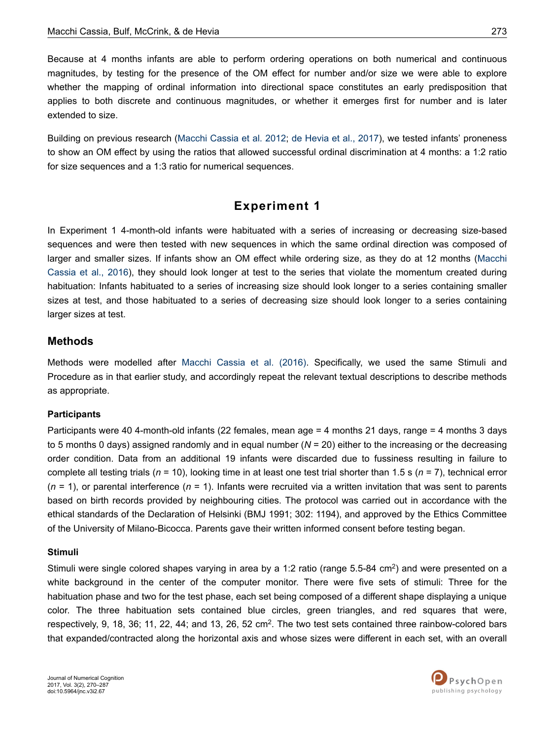Because at 4 months infants are able to perform ordering operations on both numerical and continuous magnitudes, by testing for the presence of the OM effect for number and/or size we were able to explore whether the mapping of ordinal information into directional space constitutes an early predisposition that applies to both discrete and continuous magnitudes, or whether it emerges first for number and is later extended to size.

Building on previous research (Macchi Cassia et al. 2012; de Hevia et al., 2017), we tested infants' proneness to show an OM effect by using the ratios that allowed successful ordinal discrimination at 4 months: a 1:2 ratio for size sequences and a 1:3 ratio for numerical sequences.

## Experiment 1

In Experiment 1 4-month-old infants were habituated with a series of increasing or decreasing size-based sequences and were then tested with new sequences in which the same ordinal direction was composed of larger and smaller sizes. If infants show an OM effect while ordering size, as they do at 12 months (Macchi Cassia et al., 2016), they should look longer at test to the series that violate the momentum created during habituation: Infants habituated to a series of increasing size should look longer to a series containing smaller sizes at test, and those habituated to a series of decreasing size should look longer to a series containing larger sizes at test.

### Methods

Methods were modelled after Macchi Cassia et al. (2016). Specifically, we used the same Stimuli and Procedure as in that earlier study, and accordingly repeat the relevant textual descriptions to describe methods as appropriate.

#### Participants

Participants were 40 4-month-old infants (22 females, mean age = 4 months 21 days, range = 4 months 3 days to 5 months 0 days) assigned randomly and in equal number ($N$ = 20) either to the increasing or the decreasing order condition. Data from an additional 19 infants were discarded due to fussiness resulting in failure to complete all testing trials ($n$ = 10), looking time in at least one test trial shorter than 1.5 s ($n$ = 7), technical error ($n$ = 1), or parental interference ($n$ = 1). Infants were recruited via a written invitation that was sent to parents based on birth records provided by neighbouring cities. The protocol was carried out in accordance with the ethical standards of the Declaration of Helsinki (BMJ 1991; 302: 1194), and approved by the Ethics Committee of the University of Milano-Bicocca. Parents gave their written informed consent before testing began.

#### Stimuli

Stimuli were single colored shapes varying in area by a 1:2 ratio (range 5.5-84 cm$^2$) and were presented on a white background in the center of the computer monitor. There were five sets of stimuli: Three for the habituation phase and two for the test phase, each set being composed of a different shape displaying a unique color. The three habituation sets contained blue circles, green triangles, and red squares that were, respectively, 9, 18, 36; 11, 22, 44; and 13, 26, 52 cm$^2$. The two test sets contained three rainbow-colored bars that expanded/contracted along the horizontal axis and whose sizes were different in each set, with an overall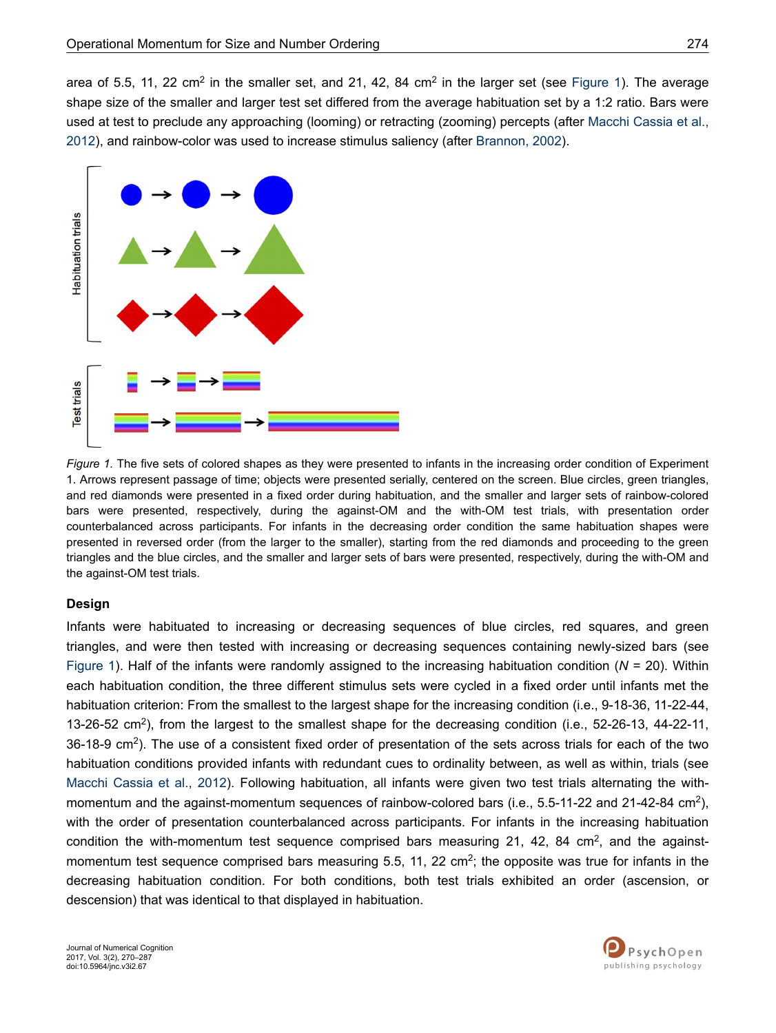area of 5.5, 11, 22 cm$^2$ in the smaller set, and 21, 42, 84 cm$^2$ in the larger set (see Figure 1). The average shape size of the smaller and larger test set differed from the average habituation set by a 1:2 ratio. Bars were used at test to preclude any approaching (looming) or retracting (zooming) percepts (after Macchi Cassia et al., 2012), and rainbow-color was used to increase stimulus saliency (after Brannon, 2002).

*Figure 1.* The five sets of colored shapes as they were presented to infants in the increasing order condition of Experiment 1. Arrows represent passage of time; objects were presented serially, centered on the screen. Blue circles, green triangles, and red diamonds were presented in a fixed order during habituation, and the smaller and larger sets of rainbow-colored bars were presented, respectively, during the against-OM and the with-OM test trials, with presentation order counterbalanced across participants. For infants in the decreasing order condition the same habituation shapes were presented in reversed order (from the larger to the smaller), starting from the red diamonds and proceeding to the green triangles and the blue circles, and the smaller and larger sets of bars were presented, respectively, during the with-OM and the against-OM test trials.

### Design

Infants were habituated to increasing or decreasing sequences of blue circles, red squares, and green triangles, and were then tested with increasing or decreasing sequences containing newly-sized bars (see Figure 1). Half of the infants were randomly assigned to the increasing habituation condition ($N$ = 20). Within each habituation condition, the three different stimulus sets were cycled in a fixed order until infants met the habituation criterion: From the smallest to the largest shape for the increasing condition (i.e., 9-18-36, 11-22-44, 13-26-52 cm$^2$), from the largest to the smallest shape for the decreasing condition (i.e., 52-26-13, 44-22-11, 36-18-9 cm$^2$). The use of a consistent fixed order of presentation of the sets across trials for each of the two habituation conditions provided infants with redundant cues to ordinality between, as well as within, trials (see Macchi Cassia et al., 2012). Following habituation, all infants were given two test trials alternating the with-momentum and the against-momentum sequences of rainbow-colored bars (i.e., 5.5-11-22 and 21-42-84 cm$^2$), with the order of presentation counterbalanced across participants. For infants in the increasing habituation condition the with-momentum test sequence comprised bars measuring 21, 42, 84 cm$^2$, and the against-momentum test sequence comprised bars measuring 5.5, 11, 22 cm$^2$; the opposite was true for infants in the decreasing habituation condition. For both conditions, both test trials exhibited an order (ascension, or descension) that was identical to that displayed in habituation.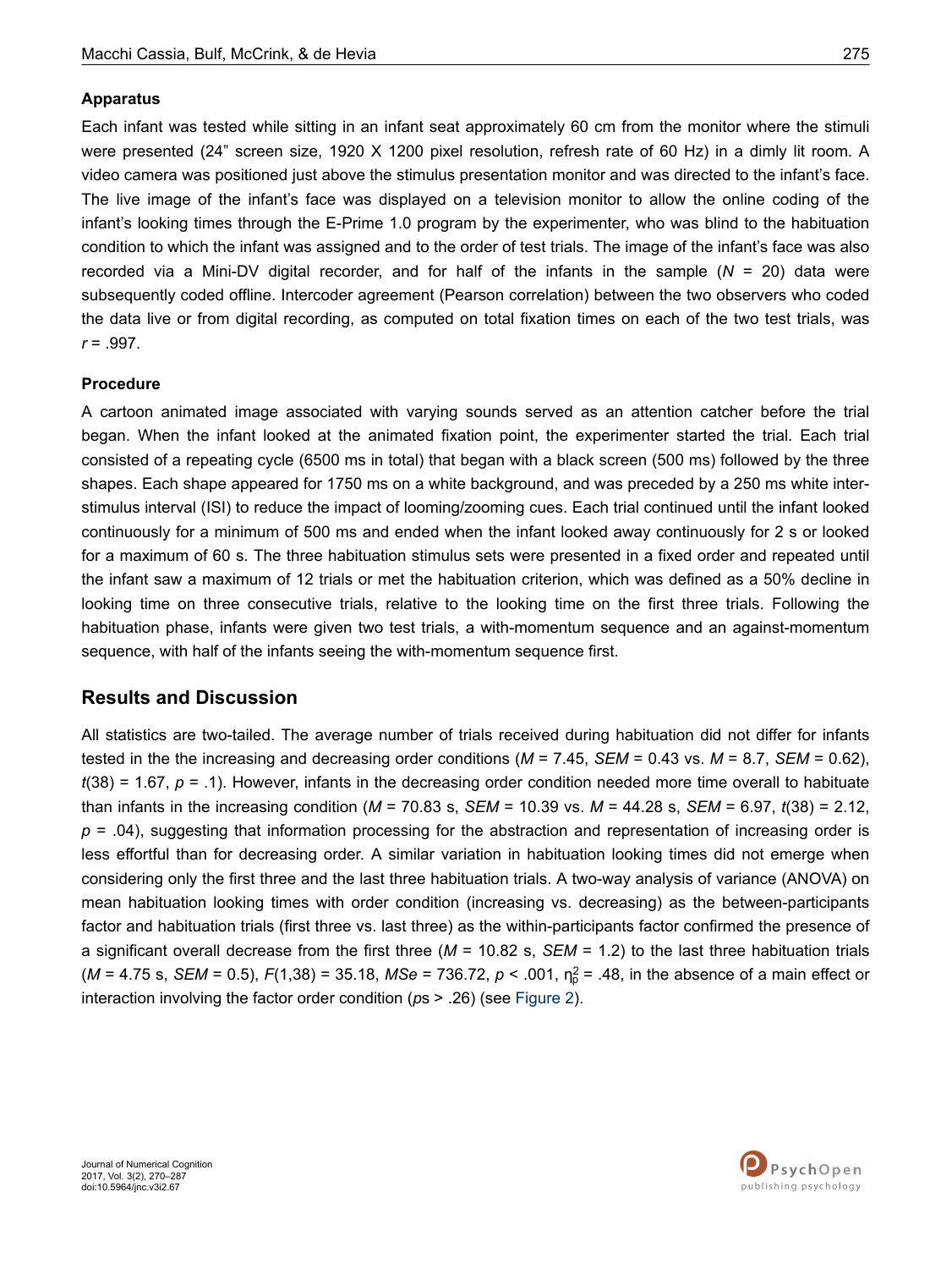### Apparatus

Each infant was tested while sitting in an infant seat approximately 60 cm from the monitor where the stimuli were presented (24" screen size, 1920 X 1200 pixel resolution, refresh rate of 60 Hz) in a dimly lit room. A video camera was positioned just above the stimulus presentation monitor and was directed to the infant's face. The live image of the infant's face was displayed on a television monitor to allow the online coding of the infant's looking times through the E-Prime 1.0 program by the experimenter, who was blind to the habituation condition to which the infant was assigned and to the order of test trials. The image of the infant's face was also recorded via a Mini-DV digital recorder, and for half of the infants in the sample (*N* = 20) data were subsequently coded offline. Intercoder agreement (Pearson correlation) between the two observers who coded the data live or from digital recording, as computed on total fixation times on each of the two test trials, was *r* = .997.

### Procedure

A cartoon animated image associated with varying sounds served as an attention catcher before the trial began. When the infant looked at the animated fixation point, the experimenter started the trial. Each trial consisted of a repeating cycle (6500 ms in total) that began with a black screen (500 ms) followed by the three shapes. Each shape appeared for 1750 ms on a white background, and was preceded by a 250 ms white inter-stimulus interval (ISI) to reduce the impact of looming/zooming cues. Each trial continued until the infant looked continuously for a minimum of 500 ms and ended when the infant looked away continuously for 2 s or looked for a maximum of 60 s. The three habituation stimulus sets were presented in a fixed order and repeated until the infant saw a maximum of 12 trials or met the habituation criterion, which was defined as a 50% decline in looking time on three consecutive trials, relative to the looking time on the first three trials. Following the habituation phase, infants were given two test trials, a with-momentum sequence and an against-momentum sequence, with half of the infants seeing the with-momentum sequence first.

## Results and Discussion

All statistics are two-tailed. The average number of trials received during habituation did not differ for infants tested in the the increasing and decreasing order conditions (*M* = 7.45, *SEM* = 0.43 vs. *M* = 8.7, *SEM* = 0.62), $t(38) = 1.67$, $p = .1$). However, infants in the decreasing order condition needed more time overall to habituate than infants in the increasing condition (*M* = 70.83 s, *SEM* = 10.39 vs. *M* = 44.28 s, *SEM* = 6.97, $t(38) = 2.12$, $p = .04$), suggesting that information processing for the abstraction and representation of increasing order is less effortful than for decreasing order. A similar variation in habituation looking times did not emerge when considering only the first three and the last three habituation trials. A two-way analysis of variance (ANOVA) on mean habituation looking times with order condition (increasing vs. decreasing) as the between-participants factor and habituation trials (first three vs. last three) as the within-participants factor confirmed the presence of a significant overall decrease from the first three (*M* = 10.82 s, *SEM* = 1.2) to the last three habituation trials (*M* = 4.75 s, *SEM* = 0.5), $F(1,38) = 35.18$, $MSe = 736.72$, $p < .001$, $\eta_p^2 = .48$, in the absence of a main effect or interaction involving the factor order condition ($p$s > .26) (see Figure 2).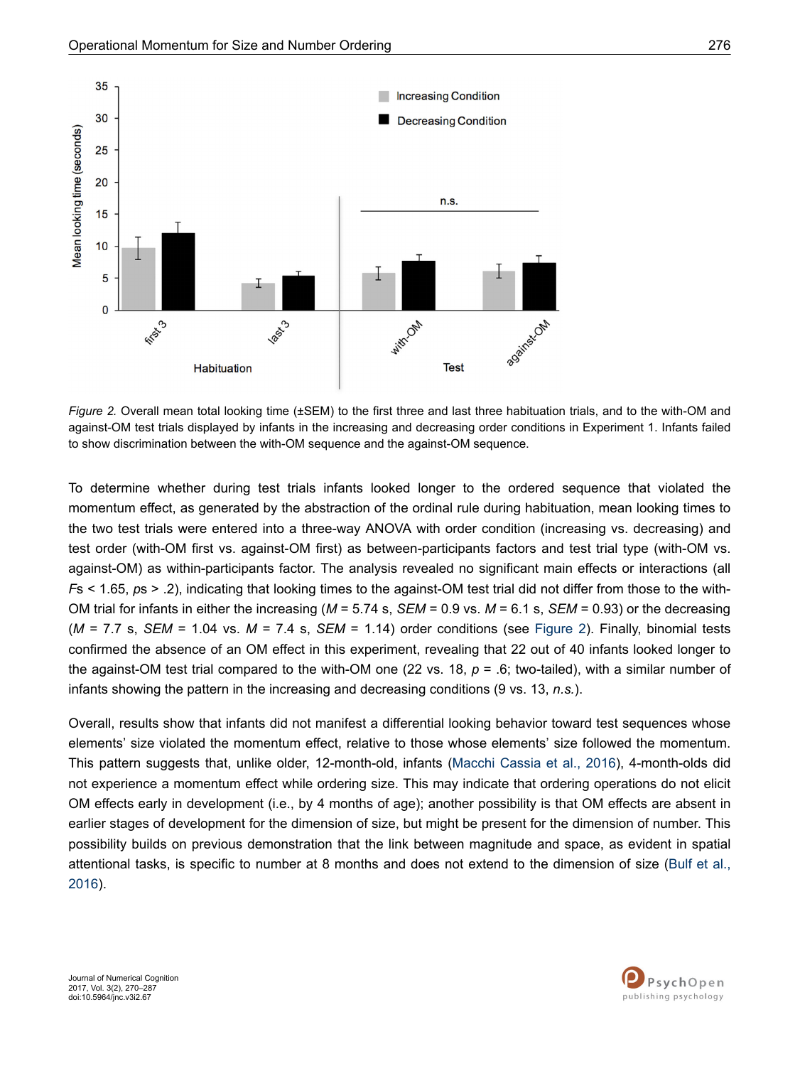*Figure 2.* Overall mean total looking time (±SEM) to the first three and last three habituation trials, and to the with-OM and against-OM test trials displayed by infants in the increasing and decreasing order conditions in Experiment 1. Infants failed to show discrimination between the with-OM sequence and the against-OM sequence.

To determine whether during test trials infants looked longer to the ordered sequence that violated the momentum effect, as generated by the abstraction of the ordinal rule during habituation, mean looking times to the two test trials were entered into a three-way ANOVA with order condition (increasing vs. decreasing) and test order (with-OM first vs. against-OM first) as between-participants factors and test trial type (with-OM vs. against-OM) as within-participants factor. The analysis revealed no significant main effects or interactions (all $F$s < 1.65, $p$s > .2), indicating that looking times to the against-OM test trial did not differ from those to the with-OM trial for infants in either the increasing ($M$ = 5.74 s, $SEM$ = 0.9 vs. $M$ = 6.1 s, $SEM$ = 0.93) or the decreasing ($M$ = 7.7 s, $SEM$ = 1.04 vs. $M$ = 7.4 s, $SEM$ = 1.14) order conditions (see Figure 2). Finally, binomial tests confirmed the absence of an OM effect in this experiment, revealing that 22 out of 40 infants looked longer to the against-OM test trial compared to the with-OM one (22 vs. 18, $p$ = .6; two-tailed), with a similar number of infants showing the pattern in the increasing and decreasing conditions (9 vs. 13, *n.s.*).

Overall, results show that infants did not manifest a differential looking behavior toward test sequences whose elements' size violated the momentum effect, relative to those whose elements' size followed the momentum. This pattern suggests that, unlike older, 12-month-old, infants (Macchi Cassia et al., 2016), 4-month-olds did not experience a momentum effect while ordering size. This may indicate that ordering operations do not elicit OM effects early in development (i.e., by 4 months of age); another possibility is that OM effects are absent in earlier stages of development for the dimension of size, but might be present for the dimension of number. This possibility builds on previous demonstration that the link between magnitude and space, as evident in spatial attentional tasks, is specific to number at 8 months and does not extend to the dimension of size (Bulf et al., 2016).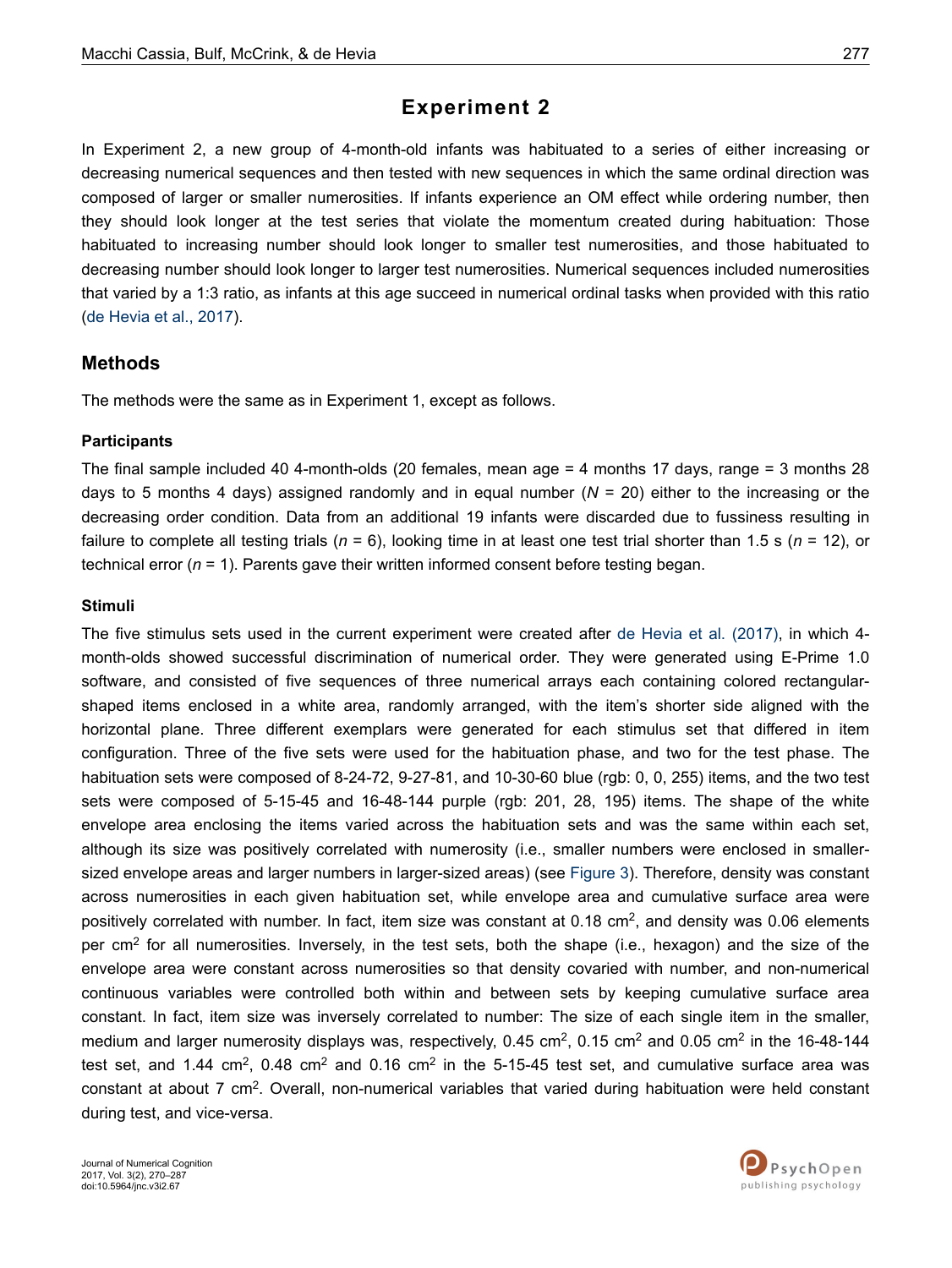## Experiment 2

In Experiment 2, a new group of 4-month-old infants was habituated to a series of either increasing or decreasing numerical sequences and then tested with new sequences in which the same ordinal direction was composed of larger or smaller numerosities. If infants experience an OM effect while ordering number, then they should look longer at the test series that violate the momentum created during habituation: Those habituated to increasing number should look longer to smaller test numerosities, and those habituated to decreasing number should look longer to larger test numerosities. Numerical sequences included numerosities that varied by a 1:3 ratio, as infants at this age succeed in numerical ordinal tasks when provided with this ratio (de Hevia et al., 2017).

### Methods

The methods were the same as in Experiment 1, except as follows.

#### Participants

The final sample included 40 4-month-olds (20 females, mean age = 4 months 17 days, range = 3 months 28 days to 5 months 4 days) assigned randomly and in equal number ($N$ = 20) either to the increasing or the decreasing order condition. Data from an additional 19 infants were discarded due to fussiness resulting in failure to complete all testing trials ($n$ = 6), looking time in at least one test trial shorter than 1.5 s ($n$ = 12), or technical error ($n$ = 1). Parents gave their written informed consent before testing began.

#### Stimuli

The five stimulus sets used in the current experiment were created after de Hevia et al. (2017), in which 4-month-olds showed successful discrimination of numerical order. They were generated using E-Prime 1.0 software, and consisted of five sequences of three numerical arrays each containing colored rectangular-shaped items enclosed in a white area, randomly arranged, with the item's shorter side aligned with the horizontal plane. Three different exemplars were generated for each stimulus set that differed in item configuration. Three of the five sets were used for the habituation phase, and two for the test phase. The habituation sets were composed of 8-24-72, 9-27-81, and 10-30-60 blue (rgb: 0, 0, 255) items, and the two test sets were composed of 5-15-45 and 16-48-144 purple (rgb: 201, 28, 195) items. The shape of the white envelope area enclosing the items varied across the habituation sets and was the same within each set, although its size was positively correlated with numerosity (i.e., smaller numbers were enclosed in smaller-sized envelope areas and larger numbers in larger-sized areas) (see Figure 3). Therefore, density was constant across numerosities in each given habituation set, while envelope area and cumulative surface area were positively correlated with number. In fact, item size was constant at 0.18 cm$^2$, and density was 0.06 elements per cm$^2$ for all numerosities. Inversely, in the test sets, both the shape (i.e., hexagon) and the size of the envelope area were constant across numerosities so that density covaried with number, and non-numerical continuous variables were controlled both within and between sets by keeping cumulative surface area constant. In fact, item size was inversely correlated to number: The size of each single item in the smaller, medium and larger numerosity displays was, respectively, 0.45 cm$^2$, 0.15 cm$^2$ and 0.05 cm$^2$ in the 16-48-144 test set, and 1.44 cm$^2$, 0.48 cm$^2$ and 0.16 cm$^2$ in the 5-15-45 test set, and cumulative surface area was constant at about 7 cm$^2$. Overall, non-numerical variables that varied during habituation were held constant during test, and vice-versa.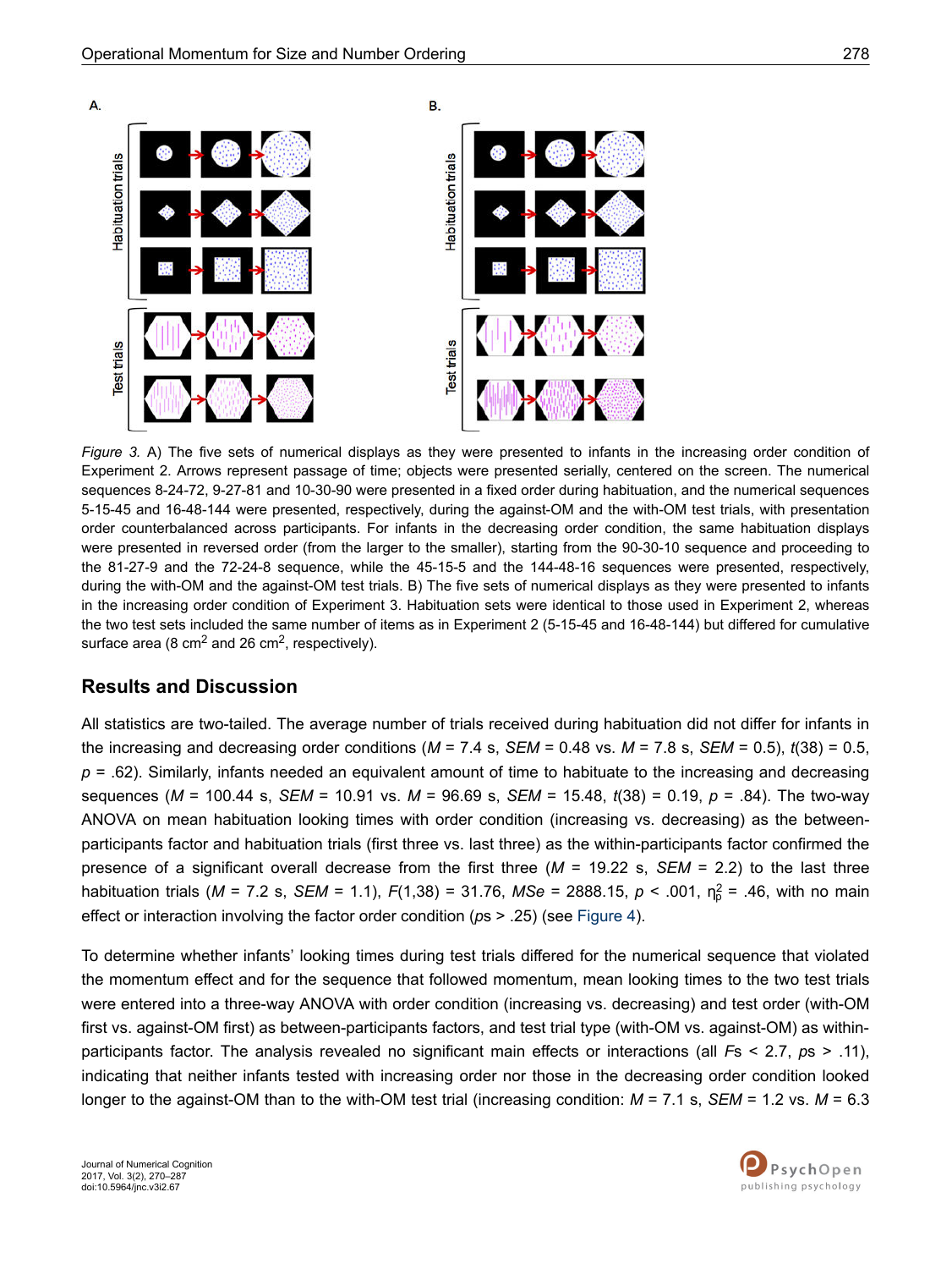*Figure 3.* A) The five sets of numerical displays as they were presented to infants in the increasing order condition of Experiment 2. Arrows represent passage of time; objects were presented serially, centered on the screen. The numerical sequences 8-24-72, 9-27-81 and 10-30-90 were presented in a fixed order during habituation, and the numerical sequences 5-15-45 and 16-48-144 were presented, respectively, during the against-OM and the with-OM test trials, with presentation order counterbalanced across participants. For infants in the decreasing order condition, the same habituation displays were presented in reversed order (from the larger to the smaller), starting from the 90-30-10 sequence and proceeding to the 81-27-9 and the 72-24-8 sequence, while the 45-15-5 and the 144-48-16 sequences were presented, respectively, during the with-OM and the against-OM test trials. B) The five sets of numerical displays as they were presented to infants in the increasing order condition of Experiment 3. Habituation sets were identical to those used in Experiment 2, whereas the two test sets included the same number of items as in Experiment 2 (5-15-45 and 16-48-144) but differed for cumulative surface area (8 cm$^2$ and 26 cm$^2$, respectively).

## Results and Discussion

All statistics are two-tailed. The average number of trials received during habituation did not differ for infants in the increasing and decreasing order conditions (*M* = 7.4 s, *SEM* = 0.48 vs. *M* = 7.8 s, *SEM* = 0.5), $t(38) = 0.5$, $p = .62$). Similarly, infants needed an equivalent amount of time to habituate to the increasing and decreasing sequences (*M* = 100.44 s, *SEM* = 10.91 vs. *M* = 96.69 s, *SEM* = 15.48, $t(38) = 0.19$, $p = .84$). The two-way ANOVA on mean habituation looking times with order condition (increasing vs. decreasing) as the between-participants factor and habituation trials (first three vs. last three) as the within-participants factor confirmed the presence of a significant overall decrease from the first three (*M* = 19.22 s, *SEM* = 2.2) to the last three habituation trials (*M* = 7.2 s, *SEM* = 1.1), $F(1,38) = 31.76$, $MSe = 2888.15$, $p < .001$, $\eta_p^2 = .46$, with no main effect or interaction involving the factor order condition (*p*s > .25) (see Figure 4).

To determine whether infants' looking times during test trials differed for the numerical sequence that violated the momentum effect and for the sequence that followed momentum, mean looking times to the two test trials were entered into a three-way ANOVA with order condition (increasing vs. decreasing) and test order (with-OM first vs. against-OM first) as between-participants factors, and test trial type (with-OM vs. against-OM) as within-participants factor. The analysis revealed no significant main effects or interactions (all *F*s < 2.7, *p*s > .11), indicating that neither infants tested with increasing order nor those in the decreasing order condition looked longer to the against-OM than to the with-OM test trial (increasing condition: *M* = 7.1 s, *SEM* = 1.2 vs. *M* = 6.3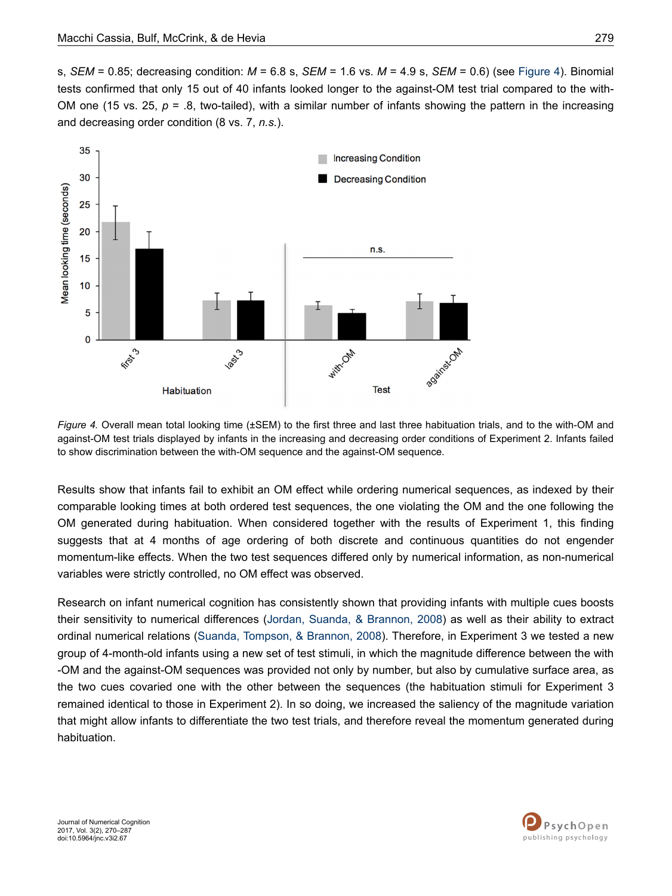s, *SEM* = 0.85; decreasing condition: *M* = 6.8 s, *SEM* = 1.6 vs. *M* = 4.9 s, *SEM* = 0.6) (see Figure 4). Binomial tests confirmed that only 15 out of 40 infants looked longer to the against-OM test trial compared to the with-OM one (15 vs. 25, $p = .8$, two-tailed), with a similar number of infants showing the pattern in the increasing and decreasing order condition (8 vs. 7, *n.s.*).

*Figure 4.* Overall mean total looking time (±SEM) to the first three and last three habituation trials, and to the with-OM and against-OM test trials displayed by infants in the increasing and decreasing order conditions of Experiment 2. Infants failed to show discrimination between the with-OM sequence and the against-OM sequence.

Results show that infants fail to exhibit an OM effect while ordering numerical sequences, as indexed by their comparable looking times at both ordered test sequences, the one violating the OM and the one following the OM generated during habituation. When considered together with the results of Experiment 1, this finding suggests that at 4 months of age ordering of both discrete and continuous quantities do not engender momentum-like effects. When the two test sequences differed only by numerical information, as non-numerical variables were strictly controlled, no OM effect was observed.

Research on infant numerical cognition has consistently shown that providing infants with multiple cues boosts their sensitivity to numerical differences (Jordan, Suanda, & Brannon, 2008) as well as their ability to extract ordinal numerical relations (Suanda, Tompson, & Brannon, 2008). Therefore, in Experiment 3 we tested a new group of 4-month-old infants using a new set of test stimuli, in which the magnitude difference between the with-OM and the against-OM sequences was provided not only by number, but also by cumulative surface area, as the two cues covaried one with the other between the sequences (the habituation stimuli for Experiment 3 remained identical to those in Experiment 2). In so doing, we increased the saliency of the magnitude variation that might allow infants to differentiate the two test trials, and therefore reveal the momentum generated during habituation.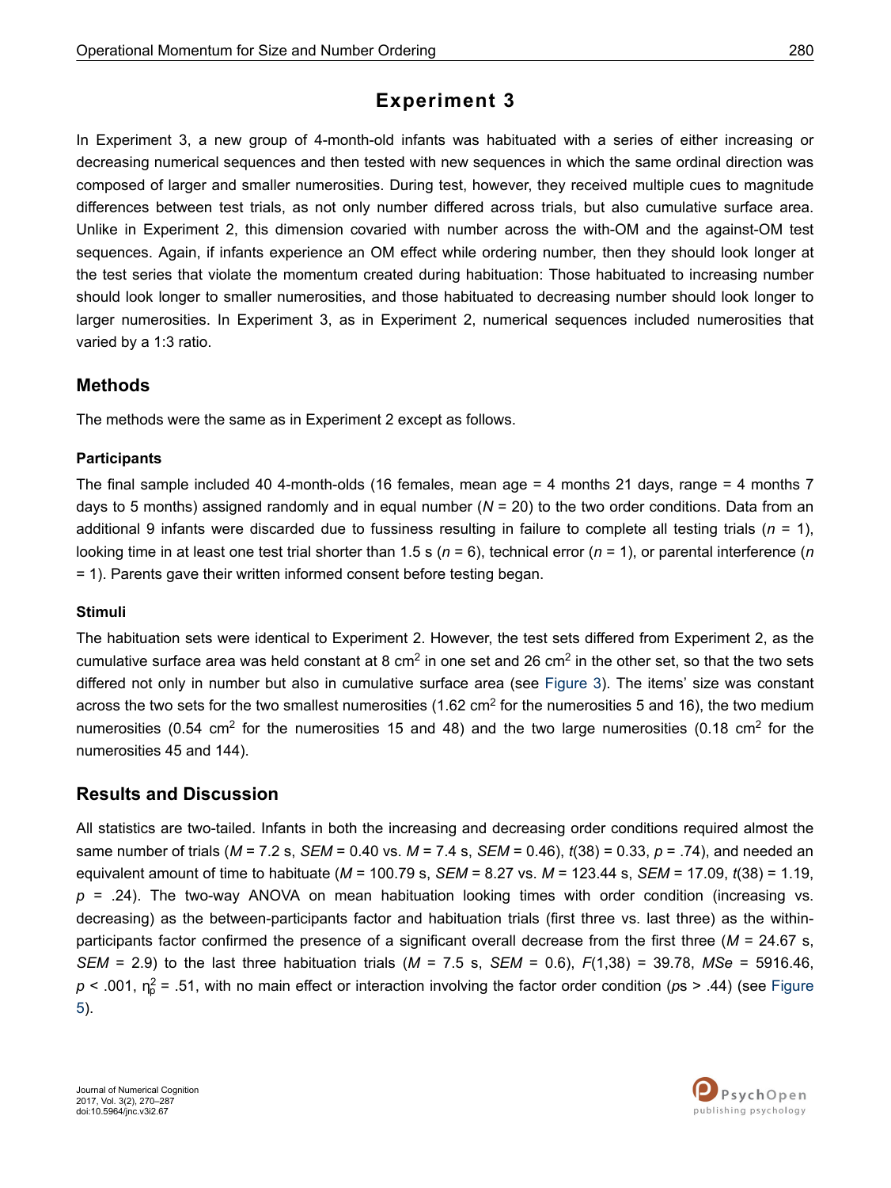# Experiment 3

In Experiment 3, a new group of 4-month-old infants was habituated with a series of either increasing or decreasing numerical sequences and then tested with new sequences in which the same ordinal direction was composed of larger and smaller numerosities. During test, however, they received multiple cues to magnitude differences between test trials, as not only number differed across trials, but also cumulative surface area. Unlike in Experiment 2, this dimension covaried with number across the with-OM and the against-OM test sequences. Again, if infants experience an OM effect while ordering number, then they should look longer at the test series that violate the momentum created during habituation: Those habituated to increasing number should look longer to smaller numerosities, and those habituated to decreasing number should look longer to larger numerosities. In Experiment 3, as in Experiment 2, numerical sequences included numerosities that varied by a 1:3 ratio.

## Methods

The methods were the same as in Experiment 2 except as follows.

### Participants

The final sample included 40 4-month-olds (16 females, mean age = 4 months 21 days, range = 4 months 7 days to 5 months) assigned randomly and in equal number ($N$ = 20) to the two order conditions. Data from an additional 9 infants were discarded due to fussiness resulting in failure to complete all testing trials ($n$ = 1), looking time in at least one test trial shorter than 1.5 s ($n$ = 6), technical error ($n$ = 1), or parental interference ($n$ = 1). Parents gave their written informed consent before testing began.

### Stimuli

The habituation sets were identical to Experiment 2. However, the test sets differed from Experiment 2, as the cumulative surface area was held constant at 8 $cm^2$ in one set and 26 $cm^2$ in the other set, so that the two sets differed not only in number but also in cumulative surface area (see Figure 3). The items' size was constant across the two sets for the two smallest numerosities (1.62 $cm^2$ for the numerosities 5 and 16), the two medium numerosities (0.54 $cm^2$ for the numerosities 15 and 48) and the two large numerosities (0.18 $cm^2$ for the numerosities 45 and 144).

## Results and Discussion

All statistics are two-tailed. Infants in both the increasing and decreasing order conditions required almost the same number of trials ($M$ = 7.2 s, $SEM$ = 0.40 vs. $M$ = 7.4 s, $SEM$ = 0.46), $t(38) = 0.33$, $p = .74$), and needed an equivalent amount of time to habituate ($M$ = 100.79 s, $SEM$ = 8.27 vs. $M$ = 123.44 s, $SEM$ = 17.09, $t(38) = 1.19$, $p = .24$). The two-way ANOVA on mean habituation looking times with order condition (increasing vs. decreasing) as the between-participants factor and habituation trials (first three vs. last three) as the within-participants factor confirmed the presence of a significant overall decrease from the first three ($M$ = 24.67 s, $SEM$ = 2.9) to the last three habituation trials ($M$ = 7.5 s, $SEM$ = 0.6), $F(1,38) = 39.78$, $MSe = 5916.46$, $p < .001$, $\eta_p^2 = .51$, with no main effect or interaction involving the factor order condition ($p$s > .44) (see Figure 5).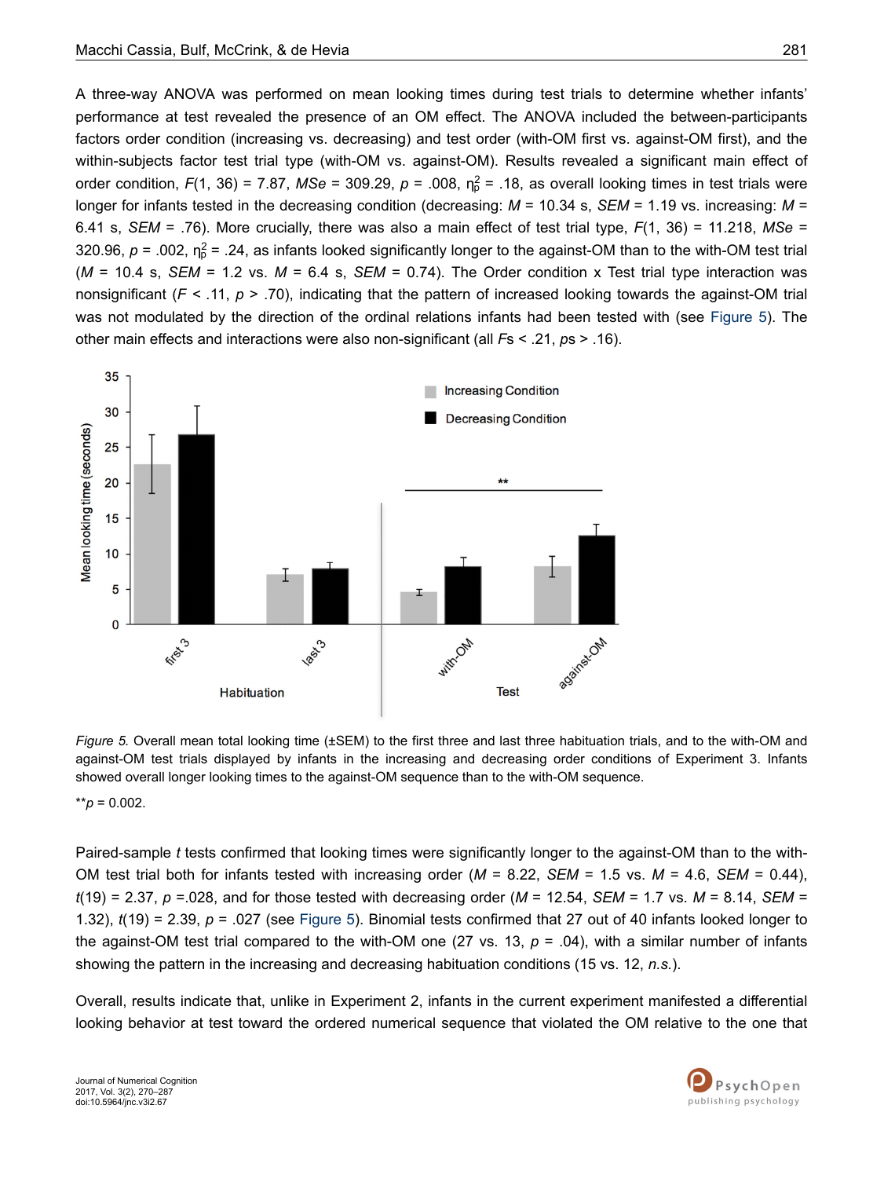A three-way ANOVA was performed on mean looking times during test trials to determine whether infants' performance at test revealed the presence of an OM effect. The ANOVA included the between-participants factors order condition (increasing vs. decreasing) and test order (with-OM first vs. against-OM first), and the within-subjects factor test trial type (with-OM vs. against-OM). Results revealed a significant main effect of order condition, $F(1, 36) = 7.87$, $MSe = 309.29$, $p = .008$, $\eta_p^2 = .18$, as overall looking times in test trials were longer for infants tested in the decreasing condition (decreasing: $M = 10.34$ s, $SEM = 1.19$ vs. increasing: $M = 6.41$ s, $SEM = .76$). More crucially, there was also a main effect of test trial type, $F(1, 36) = 11.218$, $MSe = 320.96$, $p = .002$, $\eta_p^2 = .24$, as infants looked significantly longer to the against-OM than to the with-OM test trial ($M = 10.4$ s, $SEM = 1.2$ vs. $M = 6.4$ s, $SEM = 0.74$). The Order condition x Test trial type interaction was nonsignificant ($F < .11$, $p > .70$), indicating that the pattern of increased looking towards the against-OM trial was not modulated by the direction of the ordinal relations infants had been tested with (see Figure 5). The other main effects and interactions were also non-significant (all $F$s < .21, $p$s > .16).

*Figure 5.* Overall mean total looking time (±SEM) to the first three and last three habituation trials, and to the with-OM and against-OM test trials displayed by infants in the increasing and decreasing order conditions of Experiment 3. Infants showed overall longer looking times to the against-OM sequence than to the with-OM sequence.

**$p = 0.002$.

Paired-sample $t$ tests confirmed that looking times were significantly longer to the against-OM than to the with-OM test trial both for infants tested with increasing order ($M = 8.22$, $SEM = 1.5$ vs. $M = 4.6$, $SEM = 0.44$), $t(19) = 2.37$, $p = .028$, and for those tested with decreasing order ($M = 12.54$, $SEM = 1.7$ vs. $M = 8.14$, $SEM = 1.32$), $t(19) = 2.39$, $p = .027$ (see Figure 5). Binomial tests confirmed that 27 out of 40 infants looked longer to the against-OM test trial compared to the with-OM one (27 vs. 13, $p = .04$), with a similar number of infants showing the pattern in the increasing and decreasing habituation conditions (15 vs. 12, *n.s.*).

Overall, results indicate that, unlike in Experiment 2, infants in the current experiment manifested a differential looking behavior at test toward the ordered numerical sequence that violated the OM relative to the one that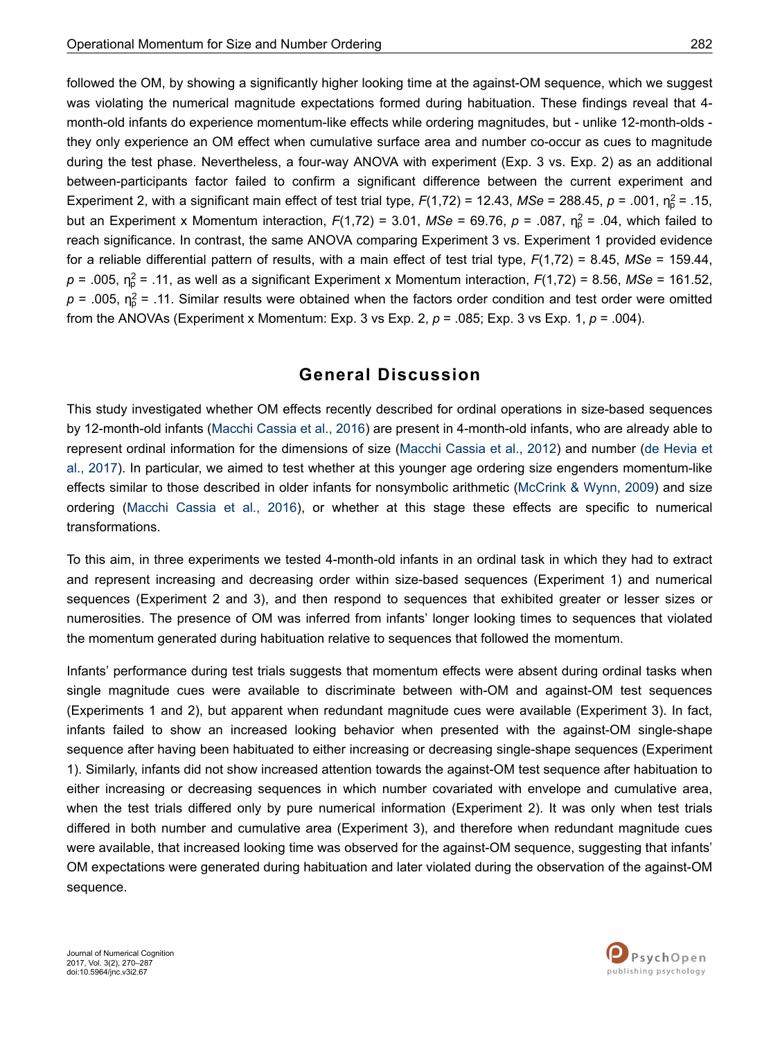followed the OM, by showing a significantly higher looking time at the against-OM sequence, which we suggest was violating the numerical magnitude expectations formed during habituation. These findings reveal that 4-month-old infants do experience momentum-like effects while ordering magnitudes, but - unlike 12-month-olds - they only experience an OM effect when cumulative surface area and number co-occur as cues to magnitude during the test phase. Nevertheless, a four-way ANOVA with experiment (Exp. 3 vs. Exp. 2) as an additional between-participants factor failed to confirm a significant difference between the current experiment and Experiment 2, with a significant main effect of test trial type, $F(1,72) = 12.43$, $MSe = 288.45$, $p = .001$, $\eta_p^2 = .15$, but an Experiment x Momentum interaction, $F(1,72) = 3.01$, $MSe = 69.76$, $p = .087$, $\eta_p^2 = .04$, which failed to reach significance. In contrast, the same ANOVA comparing Experiment 3 vs. Experiment 1 provided evidence for a reliable differential pattern of results, with a main effect of test trial type, $F(1,72) = 8.45$, $MSe = 159.44$, $p = .005$, $\eta_p^2 = .11$, as well as a significant Experiment x Momentum interaction, $F(1,72) = 8.56$, $MSe = 161.52$, $p = .005$, $\eta_p^2 = .11$. Similar results were obtained when the factors order condition and test order were omitted from the ANOVAs (Experiment x Momentum: Exp. 3 vs Exp. 2, $p = .085$; Exp. 3 vs Exp. 1, $p = .004$).

## General Discussion

This study investigated whether OM effects recently described for ordinal operations in size-based sequences by 12-month-old infants (Macchi Cassia et al., 2016) are present in 4-month-old infants, who are already able to represent ordinal information for the dimensions of size (Macchi Cassia et al., 2012) and number (de Hevia et al., 2017). In particular, we aimed to test whether at this younger age ordering size engenders momentum-like effects similar to those described in older infants for nonsymbolic arithmetic (McCrink & Wynn, 2009) and size ordering (Macchi Cassia et al., 2016), or whether at this stage these effects are specific to numerical transformations.

To this aim, in three experiments we tested 4-month-old infants in an ordinal task in which they had to extract and represent increasing and decreasing order within size-based sequences (Experiment 1) and numerical sequences (Experiment 2 and 3), and then respond to sequences that exhibited greater or lesser sizes or numerosities. The presence of OM was inferred from infants' longer looking times to sequences that violated the momentum generated during habituation relative to sequences that followed the momentum.

Infants' performance during test trials suggests that momentum effects were absent during ordinal tasks when single magnitude cues were available to discriminate between with-OM and against-OM test sequences (Experiments 1 and 2), but apparent when redundant magnitude cues were available (Experiment 3). In fact, infants failed to show an increased looking behavior when presented with the against-OM single-shape sequence after having been habituated to either increasing or decreasing single-shape sequences (Experiment 1). Similarly, infants did not show increased attention towards the against-OM test sequence after habituation to either increasing or decreasing sequences in which number covariated with envelope and cumulative area, when the test trials differed only by pure numerical information (Experiment 2). It was only when test trials differed in both number and cumulative area (Experiment 3), and therefore when redundant magnitude cues were available, that increased looking time was observed for the against-OM sequence, suggesting that infants' OM expectations were generated during habituation and later violated during the observation of the against-OM sequence.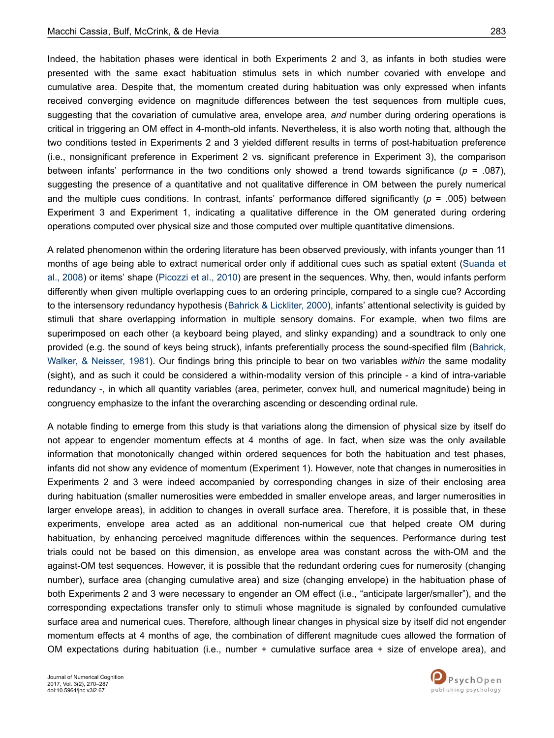Indeed, the habitation phases were identical in both Experiments 2 and 3, as infants in both studies were presented with the same exact habituation stimulus sets in which number covaried with envelope and cumulative area. Despite that, the momentum created during habituation was only expressed when infants received converging evidence on magnitude differences between the test sequences from multiple cues, suggesting that the covariation of cumulative area, envelope area, *and* number during ordering operations is critical in triggering an OM effect in 4-month-old infants. Nevertheless, it is also worth noting that, although the two conditions tested in Experiments 2 and 3 yielded different results in terms of post-habituation preference (i.e., nonsignificant preference in Experiment 2 vs. significant preference in Experiment 3), the comparison between infants' performance in the two conditions only showed a trend towards significance ($p$ = .087), suggesting the presence of a quantitative and not qualitative difference in OM between the purely numerical and the multiple cues conditions. In contrast, infants' performance differed significantly ($p$ = .005) between Experiment 3 and Experiment 1, indicating a qualitative difference in the OM generated during ordering operations computed over physical size and those computed over multiple quantitative dimensions.

A related phenomenon within the ordering literature has been observed previously, with infants younger than 11 months of age being able to extract numerical order only if additional cues such as spatial extent (Suanda et al., 2008) or items' shape (Picozzi et al., 2010) are present in the sequences. Why, then, would infants perform differently when given multiple overlapping cues to an ordering principle, compared to a single cue? According to the intersensory redundancy hypothesis (Bahrick & Lickliter, 2000), infants' attentional selectivity is guided by stimuli that share overlapping information in multiple sensory domains. For example, when two films are superimposed on each other (a keyboard being played, and slinky expanding) and a soundtrack to only one provided (e.g. the sound of keys being struck), infants preferentially process the sound-specified film (Bahrick, Walker, & Neisser, 1981). Our findings bring this principle to bear on two variables *within* the same modality (sight), and as such it could be considered a within-modality version of this principle - a kind of intra-variable redundancy -, in which all quantity variables (area, perimeter, convex hull, and numerical magnitude) being in congruency emphasize to the infant the overarching ascending or descending ordinal rule.

A notable finding to emerge from this study is that variations along the dimension of physical size by itself do not appear to engender momentum effects at 4 months of age. In fact, when size was the only available information that monotonically changed within ordered sequences for both the habituation and test phases, infants did not show any evidence of momentum (Experiment 1). However, note that changes in numerosities in Experiments 2 and 3 were indeed accompanied by corresponding changes in size of their enclosing area during habituation (smaller numerosities were embedded in smaller envelope areas, and larger numerosities in larger envelope areas), in addition to changes in overall surface area. Therefore, it is possible that, in these experiments, envelope area acted as an additional non-numerical cue that helped create OM during habituation, by enhancing perceived magnitude differences within the sequences. Performance during test trials could not be based on this dimension, as envelope area was constant across the with-OM and the against-OM test sequences. However, it is possible that the redundant ordering cues for numerosity (changing number), surface area (changing cumulative area) and size (changing envelope) in the habituation phase of both Experiments 2 and 3 were necessary to engender an OM effect (i.e., "anticipate larger/smaller"), and the corresponding expectations transfer only to stimuli whose magnitude is signaled by confounded cumulative surface area and numerical cues. Therefore, although linear changes in physical size by itself did not engender momentum effects at 4 months of age, the combination of different magnitude cues allowed the formation of OM expectations during habituation (i.e., number + cumulative surface area + size of envelope area), and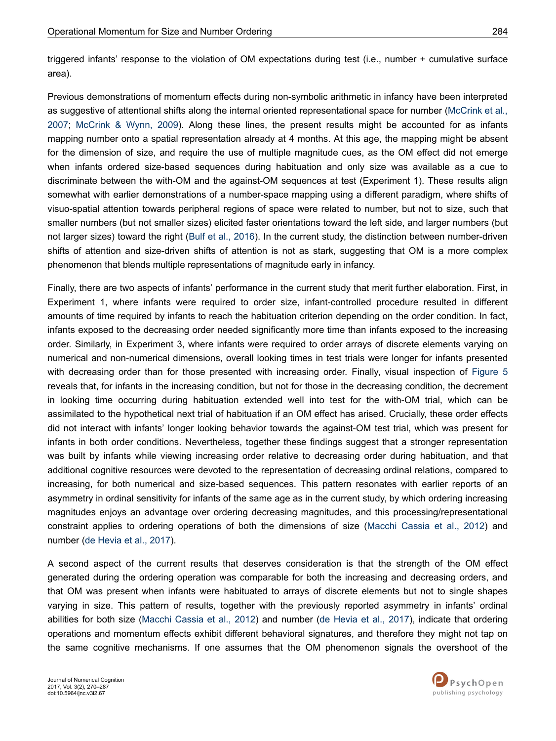triggered infants' response to the violation of OM expectations during test (i.e., number + cumulative surface area).

Previous demonstrations of momentum effects during non-symbolic arithmetic in infancy have been interpreted as suggestive of attentional shifts along the internal oriented representational space for number (McCrink et al., 2007; McCrink & Wynn, 2009). Along these lines, the present results might be accounted for as infants mapping number onto a spatial representation already at 4 months. At this age, the mapping might be absent for the dimension of size, and require the use of multiple magnitude cues, as the OM effect did not emerge when infants ordered size-based sequences during habituation and only size was available as a cue to discriminate between the with-OM and the against-OM sequences at test (Experiment 1). These results align somewhat with earlier demonstrations of a number-space mapping using a different paradigm, where shifts of visuo-spatial attention towards peripheral regions of space were related to number, but not to size, such that smaller numbers (but not smaller sizes) elicited faster orientations toward the left side, and larger numbers (but not larger sizes) toward the right (Bulf et al., 2016). In the current study, the distinction between number-driven shifts of attention and size-driven shifts of attention is not as stark, suggesting that OM is a more complex phenomenon that blends multiple representations of magnitude early in infancy.

Finally, there are two aspects of infants' performance in the current study that merit further elaboration. First, in Experiment 1, where infants were required to order size, infant-controlled procedure resulted in different amounts of time required by infants to reach the habituation criterion depending on the order condition. In fact, infants exposed to the decreasing order needed significantly more time than infants exposed to the increasing order. Similarly, in Experiment 3, where infants were required to order arrays of discrete elements varying on numerical and non-numerical dimensions, overall looking times in test trials were longer for infants presented with decreasing order than for those presented with increasing order. Finally, visual inspection of Figure 5 reveals that, for infants in the increasing condition, but not for those in the decreasing condition, the decrement in looking time occurring during habituation extended well into test for the with-OM trial, which can be assimilated to the hypothetical next trial of habituation if an OM effect has arised. Crucially, these order effects did not interact with infants' longer looking behavior towards the against-OM test trial, which was present for infants in both order conditions. Nevertheless, together these findings suggest that a stronger representation was built by infants while viewing increasing order relative to decreasing order during habituation, and that additional cognitive resources were devoted to the representation of decreasing ordinal relations, compared to increasing, for both numerical and size-based sequences. This pattern resonates with earlier reports of an asymmetry in ordinal sensitivity for infants of the same age as in the current study, by which ordering increasing magnitudes enjoys an advantage over ordering decreasing magnitudes, and this processing/representational constraint applies to ordering operations of both the dimensions of size (Macchi Cassia et al., 2012) and number (de Hevia et al., 2017).

A second aspect of the current results that deserves consideration is that the strength of the OM effect generated during the ordering operation was comparable for both the increasing and decreasing orders, and that OM was present when infants were habituated to arrays of discrete elements but not to single shapes varying in size. This pattern of results, together with the previously reported asymmetry in infants' ordinal abilities for both size (Macchi Cassia et al., 2012) and number (de Hevia et al., 2017), indicate that ordering operations and momentum effects exhibit different behavioral signatures, and therefore they might not tap on the same cognitive mechanisms. If one assumes that the OM phenomenon signals the overshoot of the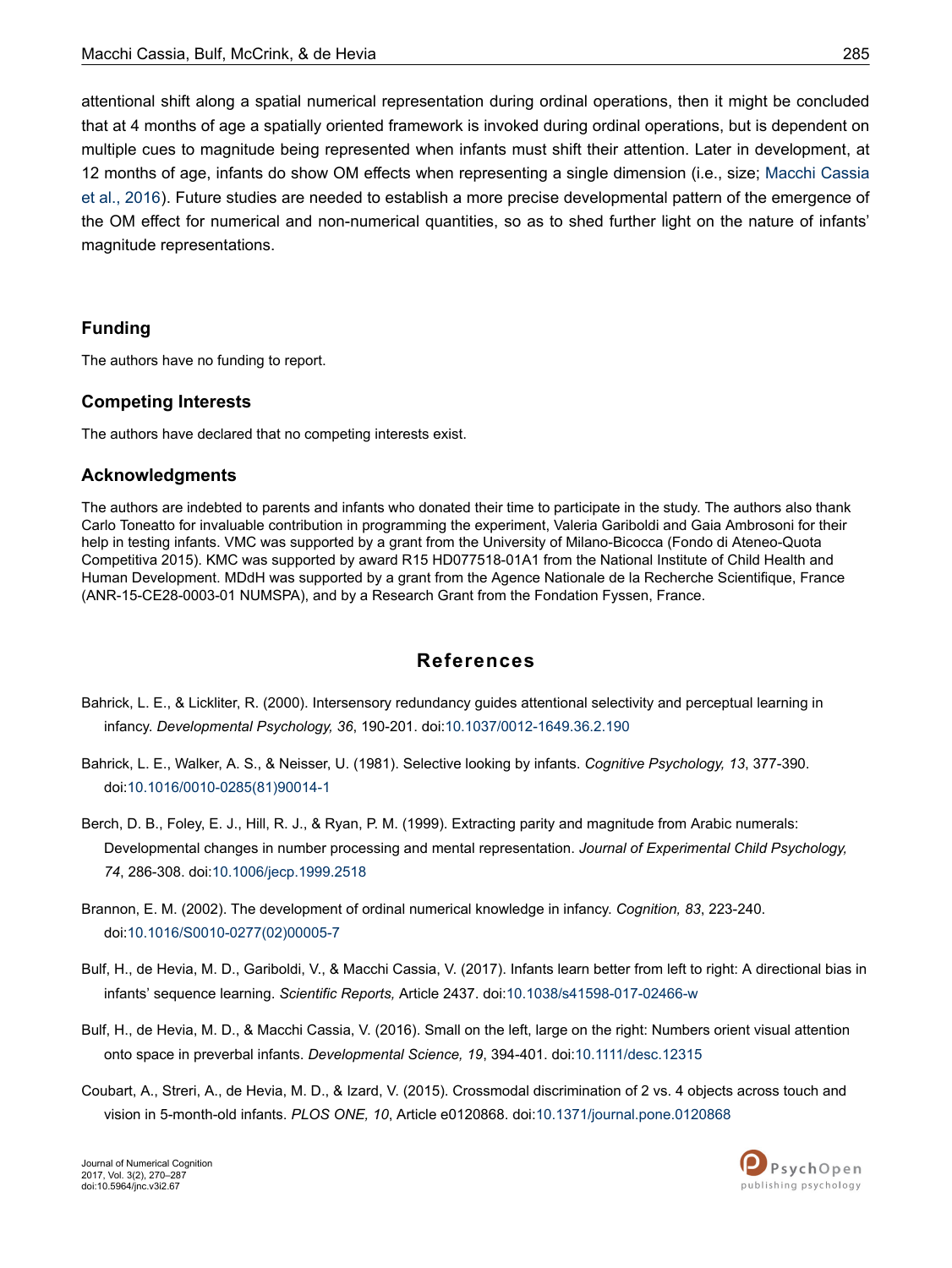attentional shift along a spatial numerical representation during ordinal operations, then it might be concluded that at 4 months of age a spatially oriented framework is invoked during ordinal operations, but is dependent on multiple cues to magnitude being represented when infants must shift their attention. Later in development, at 12 months of age, infants do show OM effects when representing a single dimension (i.e., size; Macchi Cassia et al., 2016). Future studies are needed to establish a more precise developmental pattern of the emergence of the OM effect for numerical and non-numerical quantities, so as to shed further light on the nature of infants' magnitude representations.

## Funding

The authors have no funding to report.

## Competing Interests

The authors have declared that no competing interests exist.

## Acknowledgments

The authors are indebted to parents and infants who donated their time to participate in the study. The authors also thank Carlo Toneatto for invaluable contribution in programming the experiment, Valeria Gariboldi and Gaia Ambrosoni for their help in testing infants. VMC was supported by a grant from the University of Milano-Bicocca (Fondo di Ateneo-Quota Competitiva 2015). KMC was supported by award R15 HD077518-01A1 from the National Institute of Child Health and Human Development. MDdH was supported by a grant from the Agence Nationale de la Recherche Scientifique, France (ANR-15-CE28-0003-01 NUMSPA), and by a Research Grant from the Fondation Fyssen, France.

# References

Bahrick, L. E., & Lickliter, R. (2000). Intersensory redundancy guides attentional selectivity and perceptual learning in infancy. *Developmental Psychology, 36*, 190-201. doi:10.1037/0012-1649.36.2.190

Bahrick, L. E., Walker, A. S., & Neisser, U. (1981). Selective looking by infants. *Cognitive Psychology, 13*, 377-390. doi:10.1016/0010-0285(81)90014-1

Berch, D. B., Foley, E. J., Hill, R. J., & Ryan, P. M. (1999). Extracting parity and magnitude from Arabic numerals: Developmental changes in number processing and mental representation. *Journal of Experimental Child Psychology, 74*, 286-308. doi:10.1006/jecp.1999.2518

Brannon, E. M. (2002). The development of ordinal numerical knowledge in infancy. *Cognition, 83*, 223-240. doi:10.1016/S0010-0277(02)00005-7

Bulf, H., de Hevia, M. D., Gariboldi, V., & Macchi Cassia, V. (2017). Infants learn better from left to right: A directional bias in infants' sequence learning. *Scientific Reports,* Article 2437. doi:10.1038/s41598-017-02466-w

Bulf, H., de Hevia, M. D., & Macchi Cassia, V. (2016). Small on the left, large on the right: Numbers orient visual attention onto space in preverbal infants. *Developmental Science, 19*, 394-401. doi:10.1111/desc.12315

Coubart, A., Streri, A., de Hevia, M. D., & Izard, V. (2015). Crossmodal discrimination of 2 vs. 4 objects across touch and vision in 5-month-old infants. *PLOS ONE, 10*, Article e0120868. doi:10.1371/journal.pone.0120868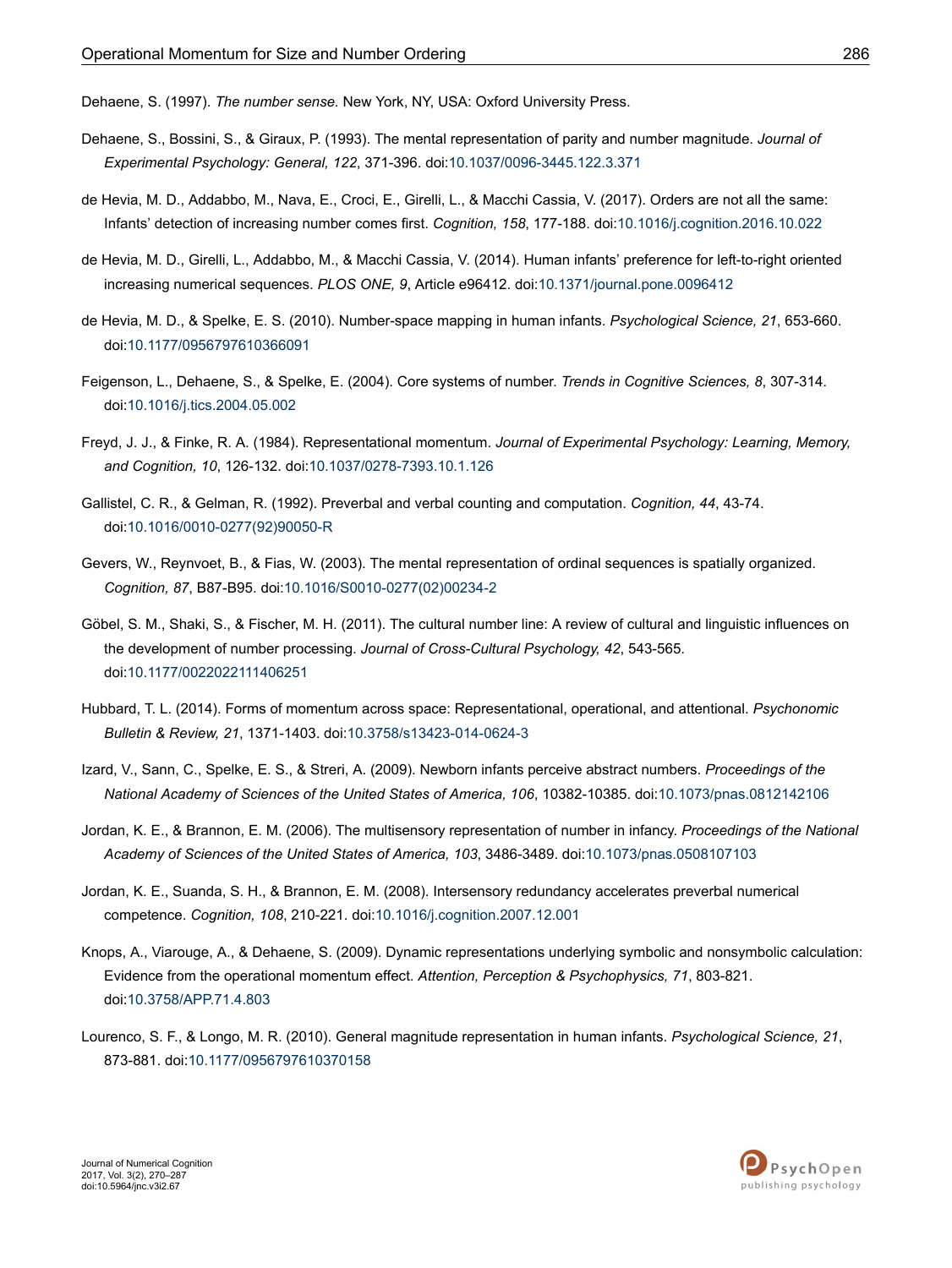Dehaene, S. (1997). *The number sense.* New York, NY, USA: Oxford University Press.

Dehaene, S., Bossini, S., & Giraux, P. (1993). The mental representation of parity and number magnitude. *Journal of Experimental Psychology: General, 122*, 371-396. doi:10.1037/0096-3445.122.3.371

de Hevia, M. D., Addabbo, M., Nava, E., Croci, E., Girelli, L., & Macchi Cassia, V. (2017). Orders are not all the same: Infants' detection of increasing number comes first. *Cognition, 158*, 177-188. doi:10.1016/j.cognition.2016.10.022

de Hevia, M. D., Girelli, L., Addabbo, M., & Macchi Cassia, V. (2014). Human infants' preference for left-to-right oriented increasing numerical sequences. *PLOS ONE, 9*, Article e96412. doi:10.1371/journal.pone.0096412

de Hevia, M. D., & Spelke, E. S. (2010). Number-space mapping in human infants. *Psychological Science, 21*, 653-660. doi:10.1177/0956797610366091

Feigenson, L., Dehaene, S., & Spelke, E. (2004). Core systems of number. *Trends in Cognitive Sciences, 8*, 307-314. doi:10.1016/j.tics.2004.05.002

Freyd, J. J., & Finke, R. A. (1984). Representational momentum. *Journal of Experimental Psychology: Learning, Memory, and Cognition, 10*, 126-132. doi:10.1037/0278-7393.10.1.126

Gallistel, C. R., & Gelman, R. (1992). Preverbal and verbal counting and computation. *Cognition, 44*, 43-74. doi:10.1016/0010-0277(92)90050-R

Gevers, W., Reynvoet, B., & Fias, W. (2003). The mental representation of ordinal sequences is spatially organized. *Cognition, 87*, B87-B95. doi:10.1016/S0010-0277(02)00234-2

Göbel, S. M., Shaki, S., & Fischer, M. H. (2011). The cultural number line: A review of cultural and linguistic influences on the development of number processing. *Journal of Cross-Cultural Psychology, 42*, 543-565. doi:10.1177/0022022111406251

Hubbard, T. L. (2014). Forms of momentum across space: Representational, operational, and attentional. *Psychonomic Bulletin & Review, 21*, 1371-1403. doi:10.3758/s13423-014-0624-3

Izard, V., Sann, C., Spelke, E. S., & Streri, A. (2009). Newborn infants perceive abstract numbers. *Proceedings of the National Academy of Sciences of the United States of America, 106*, 10382-10385. doi:10.1073/pnas.0812142106

Jordan, K. E., & Brannon, E. M. (2006). The multisensory representation of number in infancy. *Proceedings of the National Academy of Sciences of the United States of America, 103*, 3486-3489. doi:10.1073/pnas.0508107103

Jordan, K. E., Suanda, S. H., & Brannon, E. M. (2008). Intersensory redundancy accelerates preverbal numerical competence. *Cognition, 108*, 210-221. doi:10.1016/j.cognition.2007.12.001

Knops, A., Viarouge, A., & Dehaene, S. (2009). Dynamic representations underlying symbolic and nonsymbolic calculation: Evidence from the operational momentum effect. *Attention, Perception & Psychophysics, 71*, 803-821. doi:10.3758/APP.71.4.803

Lourenco, S. F., & Longo, M. R. (2010). General magnitude representation in human infants. *Psychological Science, 21*, 873-881. doi:10.1177/0956797610370158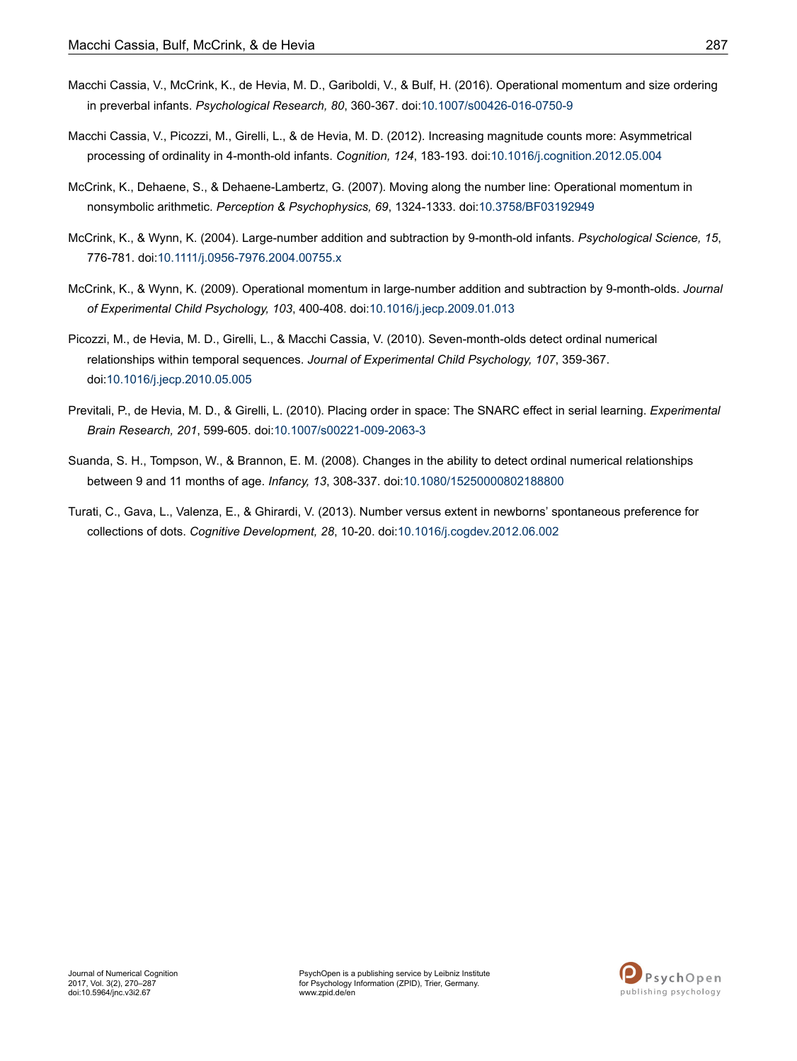Macchi Cassia, V., McCrink, K., de Hevia, M. D., Gariboldi, V., & Bulf, H. (2016). Operational momentum and size ordering in preverbal infants. *Psychological Research, 80*, 360-367. doi:10.1007/s00426-016-0750-9

Macchi Cassia, V., Picozzi, M., Girelli, L., & de Hevia, M. D. (2012). Increasing magnitude counts more: Asymmetrical processing of ordinality in 4-month-old infants. *Cognition, 124*, 183-193. doi:10.1016/j.cognition.2012.05.004

McCrink, K., Dehaene, S., & Dehaene-Lambertz, G. (2007). Moving along the number line: Operational momentum in nonsymbolic arithmetic. *Perception & Psychophysics, 69*, 1324-1333. doi:10.3758/BF03192949

McCrink, K., & Wynn, K. (2004). Large-number addition and subtraction by 9-month-old infants. *Psychological Science, 15*, 776-781. doi:10.1111/j.0956-7976.2004.00755.x

McCrink, K., & Wynn, K. (2009). Operational momentum in large-number addition and subtraction by 9-month-olds. *Journal of Experimental Child Psychology, 103*, 400-408. doi:10.1016/j.jecp.2009.01.013

Picozzi, M., de Hevia, M. D., Girelli, L., & Macchi Cassia, V. (2010). Seven-month-olds detect ordinal numerical relationships within temporal sequences. *Journal of Experimental Child Psychology, 107*, 359-367. doi:10.1016/j.jecp.2010.05.005

Previtali, P., de Hevia, M. D., & Girelli, L. (2010). Placing order in space: The SNARC effect in serial learning. *Experimental Brain Research, 201*, 599-605. doi:10.1007/s00221-009-2063-3

Suanda, S. H., Tompson, W., & Brannon, E. M. (2008). Changes in the ability to detect ordinal numerical relationships between 9 and 11 months of age. *Infancy, 13*, 308-337. doi:10.1080/15250000802188800

Turati, C., Gava, L., Valenza, E., & Ghirardi, V. (2013). Number versus extent in newborns' spontaneous preference for collections of dots. *Cognitive Development, 28*, 10-20. doi:10.1016/j.cogdev.2012.06.002